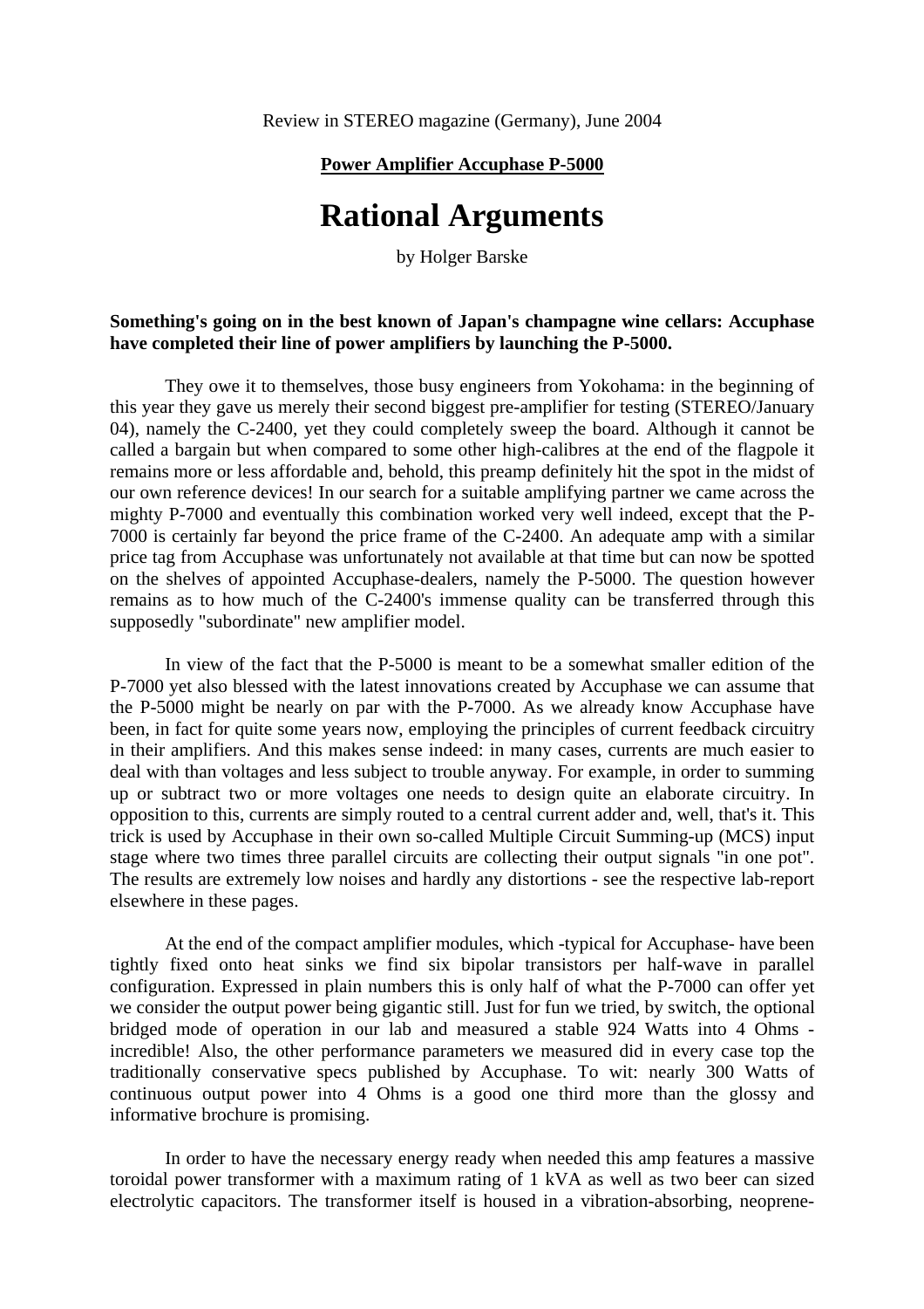Review in STEREO magazine (Germany), June 2004

**Power Amplifier Accuphase P-5000**

# Rational Arguments

by Holger Barske

**Something's going on in the best known of Japan's champagne wine cellars: Accuphase have completed their line of power amplifiers by launching the P-5000.**

They owe it to themselves, those busy engineers from Yokohama: in the beginning of this year they gave us merely their second biggest pre-amplifier for testing (STEREO/January 04), namely the C-2400, yet they could completely sweep the board. Although it cannot be called a bargain but when compared to some other high-calibres at the end of the flagpole it remains more or less affordable and, behold, this preamp definitely hit the spot in the midst of our own reference devices! In our search for a suitable amplifying partner we came across the mighty P-7000 and eventually this combination worked very well indeed, except that the P-7000 is certainly far beyond the price frame of the C-2400. An adequate amp with a similar price tag from Accuphase was unfortunately not available at that time but can now be spotted on the shelves of appointed Accuphase-dealers, namely the P-5000. The question however remains as to how much of the C-2400's immense quality can be transferred through this supposedly "subordinate" new amplifier model.

In view of the fact that the P-5000 is meant to be a somewhat smaller edition of the P-7000 yet also blessed with the latest innovations created by Accuphase we can assume that the P-5000 might be nearly on par with the P-7000. As we already know Accuphase have been, in fact for quite some years now, employing the principles of current feedback circuitry in their amplifiers. And this makes sense indeed: in many cases, currents are much easier to deal with than voltages and less subject to trouble anyway. For example, in order to summing up or subtract two or more voltages one needs to design quite an elaborate circuitry. In opposition to this, currents are simply routed to a central current adder and, well, that's it. This trick is used by Accuphase in their own so-called Multiple Circuit Summing-up (MCS) input stage where two times three parallel circuits are collecting their output signals "in one pot". The results are extremely low noises and hardly any distortions - see the respective lab-report elsewhere in these pages.

At the end of the compact amplifier modules, which -typical for Accuphase- have been tightly fixed onto heat sinks we find six bipolar transistors per half-wave in parallel configuration. Expressed in plain numbers this is only half of what the P-7000 can offer yet we consider the output power being gigantic still. Just for fun we tried, by switch, the optional bridged mode of operation in our lab and measured a stable 924 Watts into 4 Ohms - incredible! Also, the other performance parameters we measured did in every case top the traditionally conservative specs published by Accuphase. To wit: nearly 300 Watts of continuous output power into 4 Ohms is a good one third more than the glossy and informative brochure is promising.

In order to have the necessary energy ready when needed this amp features a massive toroidal power transformer with a maximum rating of 1 kVA as well as two beer can sized electrolytic capacitors. The transformer itself is housed in a vibration-absorbing, neoprene-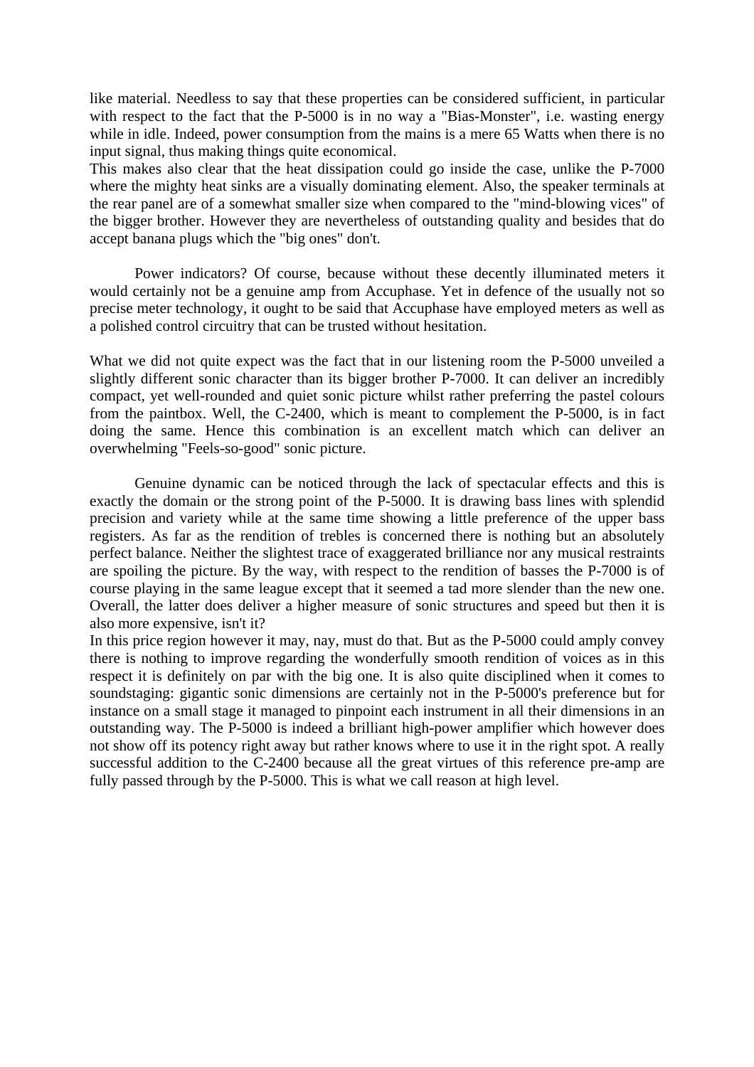like material. Needless to say that these properties can be considered sufficient, in particular with respect to the fact that the P-5000 is in no way a "Bias-Monster", i.e. wasting energy while in idle. Indeed, power consumption from the mains is a mere 65 Watts when there is no input signal, thus making things quite economical.
This makes also clear that the heat dissipation could go inside the case, unlike the P-7000 where the mighty heat sinks are a visually dominating element. Also, the speaker terminals at the rear panel are of a somewhat smaller size when compared to the "mind-blowing vices" of the bigger brother. However they are nevertheless of outstanding quality and besides that do accept banana plugs which the "big ones" don't.

Power indicators? Of course, because without these decently illuminated meters it would certainly not be a genuine amp from Accuphase. Yet in defence of the usually not so precise meter technology, it ought to be said that Accuphase have employed meters as well as a polished control circuitry that can be trusted without hesitation.

What we did not quite expect was the fact that in our listening room the P-5000 unveiled a slightly different sonic character than its bigger brother P-7000. It can deliver an incredibly compact, yet well-rounded and quiet sonic picture whilst rather preferring the pastel colours from the paintbox. Well, the C-2400, which is meant to complement the P-5000, is in fact doing the same. Hence this combination is an excellent match which can deliver an overwhelming "Feels-so-good" sonic picture.

Genuine dynamic can be noticed through the lack of spectacular effects and this is exactly the domain or the strong point of the P-5000. It is drawing bass lines with splendid precision and variety while at the same time showing a little preference of the upper bass registers. As far as the rendition of trebles is concerned there is nothing but an absolutely perfect balance. Neither the slightest trace of exaggerated brilliance nor any musical restraints are spoiling the picture. By the way, with respect to the rendition of basses the P-7000 is of course playing in the same league except that it seemed a tad more slender than the new one. Overall, the latter does deliver a higher measure of sonic structures and speed but then it is also more expensive, isn't it?
In this price region however it may, nay, must do that. But as the P-5000 could amply convey there is nothing to improve regarding the wonderfully smooth rendition of voices as in this respect it is definitely on par with the big one. It is also quite disciplined when it comes to soundstaging: gigantic sonic dimensions are certainly not in the P-5000's preference but for instance on a small stage it managed to pinpoint each instrument in all their dimensions in an outstanding way. The P-5000 is indeed a brilliant high-power amplifier which however does not show off its potency right away but rather knows where to use it in the right spot. A really successful addition to the C-2400 because all the great virtues of this reference pre-amp are fully passed through by the P-5000. This is what we call reason at high level.